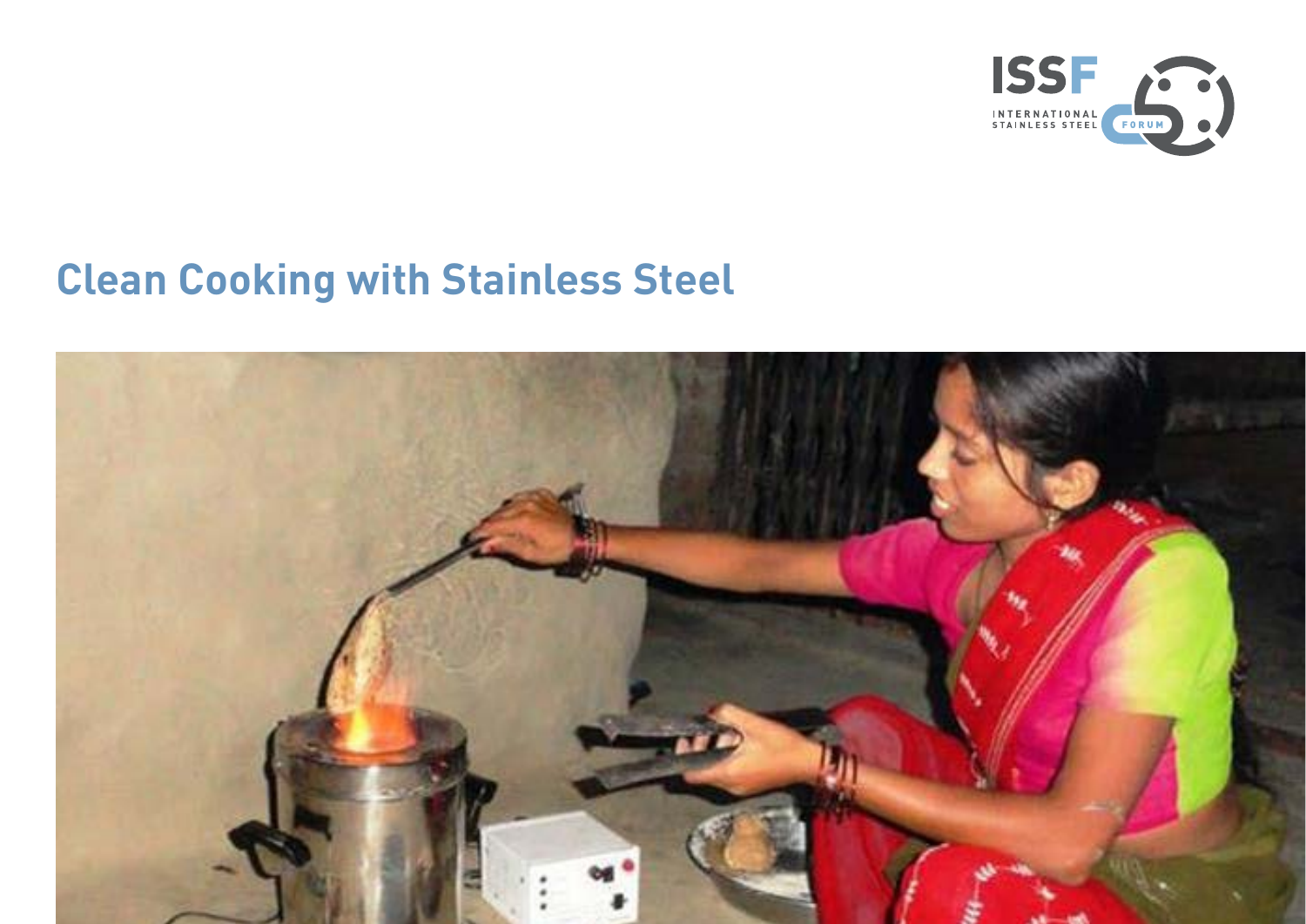ISSF

INTERNATIONAL STAINLESS STEEL FORUM

# Clean Cooking with Stainless Steel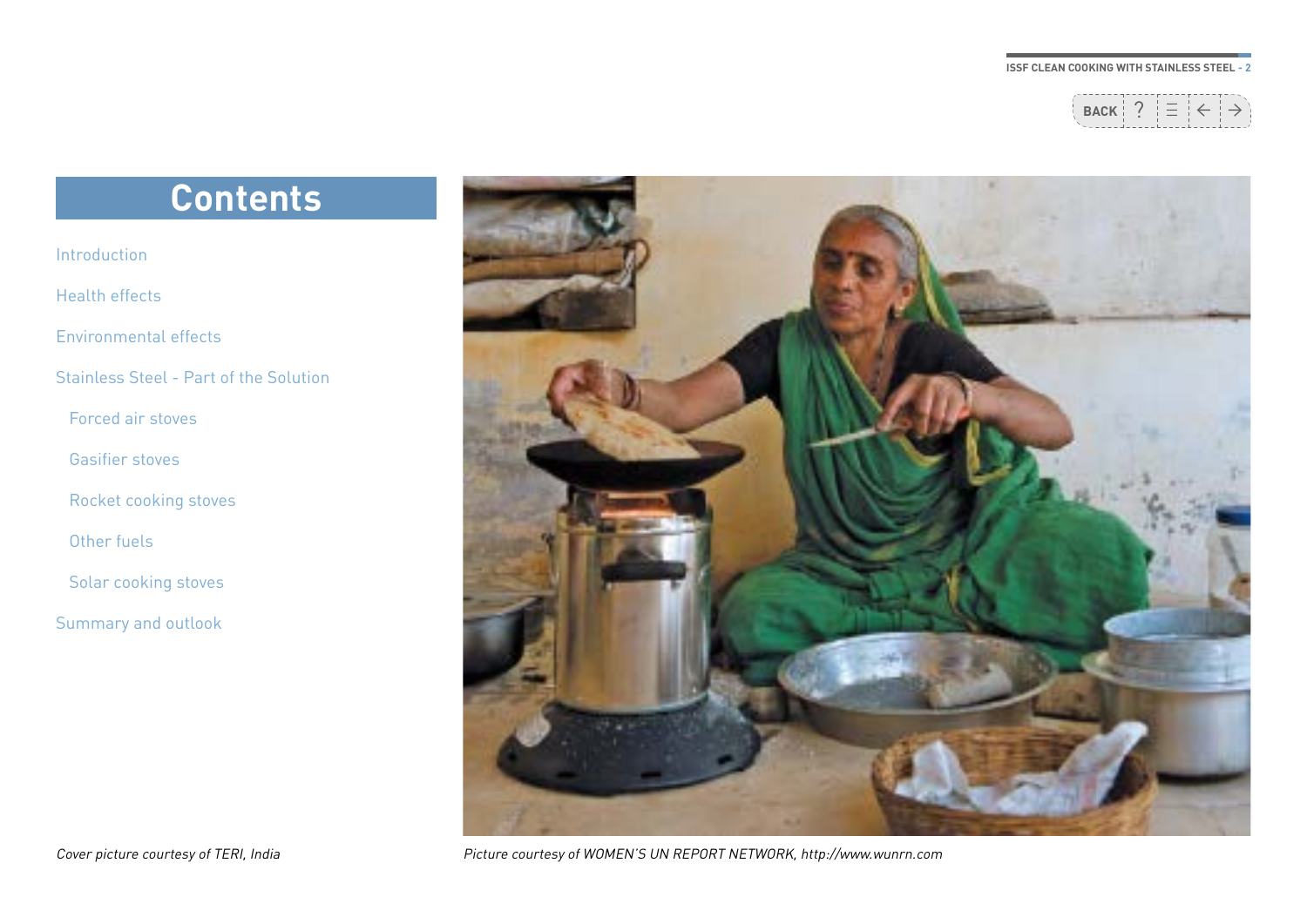# Contents

- Introduction
- Health effects
- Environmental effects
- Stainless Steel - Part of the Solution
  - Forced air stoves
  - Gasifier stoves
  - Rocket cooking stoves
  - Other fuels
  - Solar cooking stoves
- Summary and outlook

*Cover picture courtesy of TERI, India*

*Picture courtesy of WOMEN'S UN REPORT NETWORK, http://www.wunrn.com*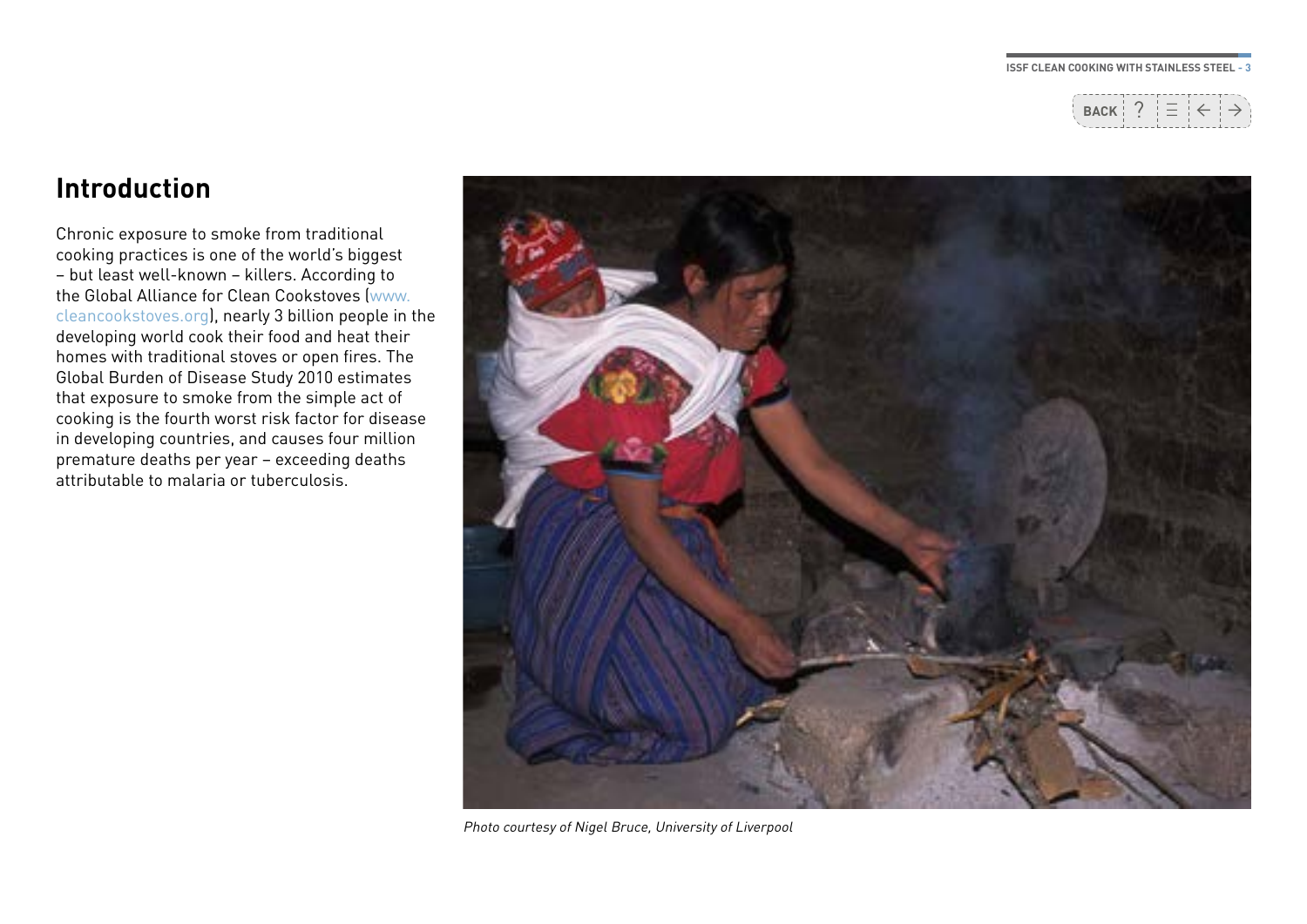## Introduction

Chronic exposure to smoke from traditional cooking practices is one of the world's biggest – but least well-known – killers. According to the Global Alliance for Clean Cookstoves (www.cleancookstoves.org), nearly 3 billion people in the developing world cook their food and heat their homes with traditional stoves or open fires. The Global Burden of Disease Study 2010 estimates that exposure to smoke from the simple act of cooking is the fourth worst risk factor for disease in developing countries, and causes four million premature deaths per year – exceeding deaths attributable to malaria or tuberculosis.

*Photo courtesy of Nigel Bruce, University of Liverpool*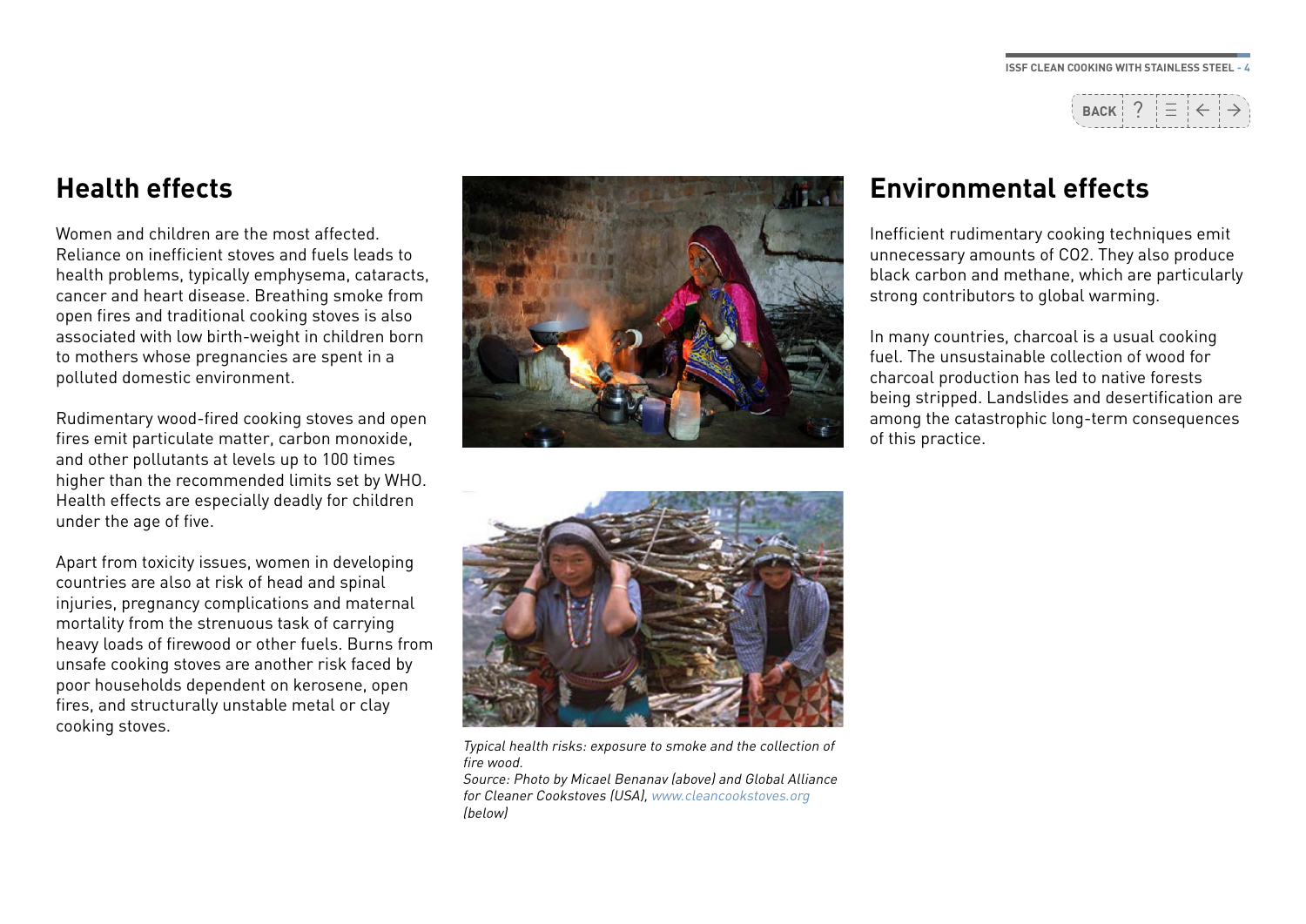## Health effects

Women and children are the most affected. Reliance on inefficient stoves and fuels leads to health problems, typically emphysema, cataracts, cancer and heart disease. Breathing smoke from open fires and traditional cooking stoves is also associated with low birth-weight in children born to mothers whose pregnancies are spent in a polluted domestic environment.

Rudimentary wood-fired cooking stoves and open fires emit particulate matter, carbon monoxide, and other pollutants at levels up to 100 times higher than the recommended limits set by WHO. Health effects are especially deadly for children under the age of five.

Apart from toxicity issues, women in developing countries are also at risk of head and spinal injuries, pregnancy complications and maternal mortality from the strenuous task of carrying heavy loads of firewood or other fuels. Burns from unsafe cooking stoves are another risk faced by poor households dependent on kerosene, open fires, and structurally unstable metal or clay cooking stoves.

*Typical health risks: exposure to smoke and the collection of fire wood.*
*Source: Photo by Micael Benanav (above) and Global Alliance for Cleaner Cookstoves (USA), www.cleancookstoves.org (below)*

## Environmental effects

Inefficient rudimentary cooking techniques emit unnecessary amounts of $CO_2$. They also produce black carbon and methane, which are particularly strong contributors to global warming.

In many countries, charcoal is a usual cooking fuel. The unsustainable collection of wood for charcoal production has led to native forests being stripped. Landslides and desertification are among the catastrophic long-term consequences of this practice.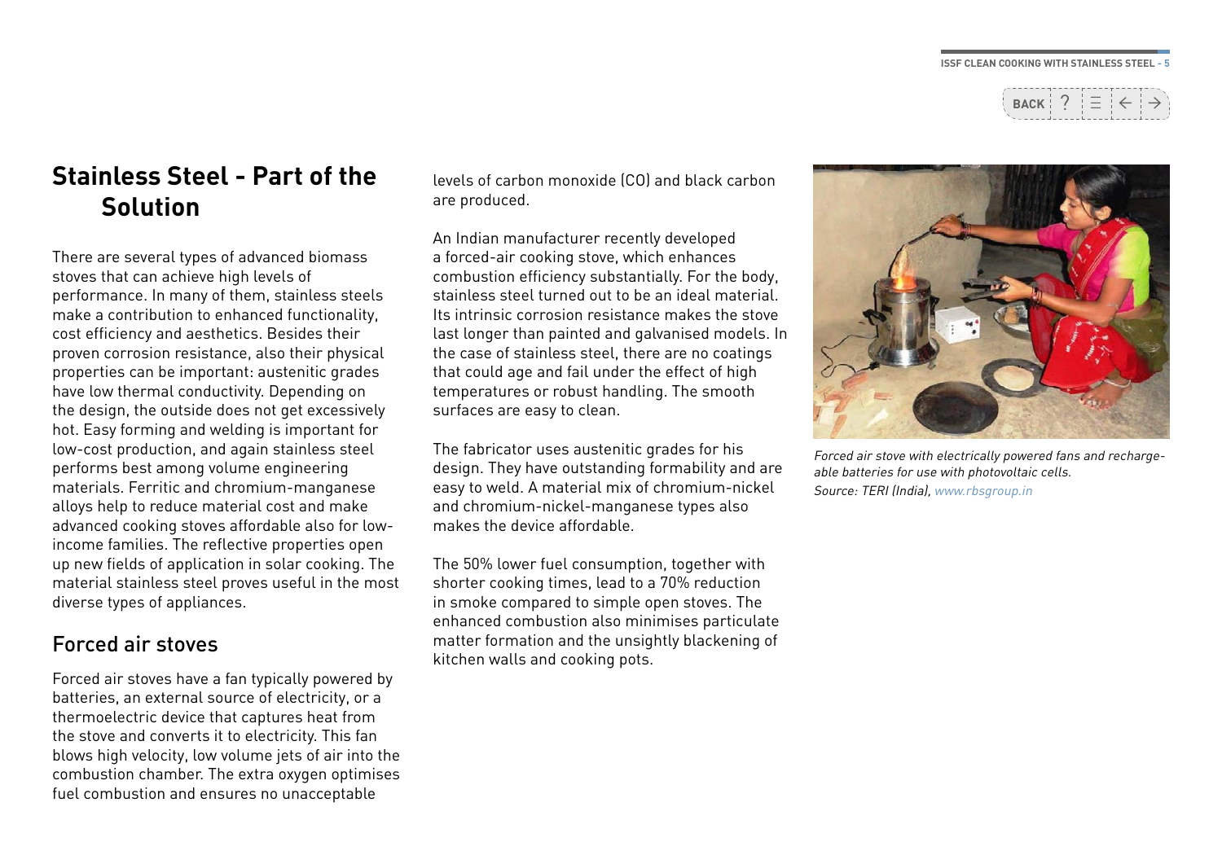# Stainless Steel - Part of the Solution

There are several types of advanced biomass stoves that can achieve high levels of performance. In many of them, stainless steels make a contribution to enhanced functionality, cost efficiency and aesthetics. Besides their proven corrosion resistance, also their physical properties can be important: austenitic grades have low thermal conductivity. Depending on the design, the outside does not get excessively hot. Easy forming and welding is important for low-cost production, and again stainless steel performs best among volume engineering materials. Ferritic and chromium-manganese alloys help to reduce material cost and make advanced cooking stoves affordable also for low-income families. The reflective properties open up new fields of application in solar cooking. The material stainless steel proves useful in the most diverse types of appliances.

## Forced air stoves

Forced air stoves have a fan typically powered by batteries, an external source of electricity, or a thermoelectric device that captures heat from the stove and converts it to electricity. This fan blows high velocity, low volume jets of air into the combustion chamber. The extra oxygen optimises fuel combustion and ensures no unacceptable levels of carbon monoxide (CO) and black carbon are produced.

An Indian manufacturer recently developed a forced-air cooking stove, which enhances combustion efficiency substantially. For the body, stainless steel turned out to be an ideal material. Its intrinsic corrosion resistance makes the stove last longer than painted and galvanised models. In the case of stainless steel, there are no coatings that could age and fail under the effect of high temperatures or robust handling. The smooth surfaces are easy to clean.

The fabricator uses austenitic grades for his design. They have outstanding formability and are easy to weld. A material mix of chromium-nickel and chromium-nickel-manganese types also makes the device affordable.

The 50% lower fuel consumption, together with shorter cooking times, lead to a 70% reduction in smoke compared to simple open stoves. The enhanced combustion also minimises particulate matter formation and the unsightly blackening of kitchen walls and cooking pots.

*Forced air stove with electrically powered fans and rechargeable batteries for use with photovoltaic cells.*
*Source: TERI (India), www.rbsgroup.in*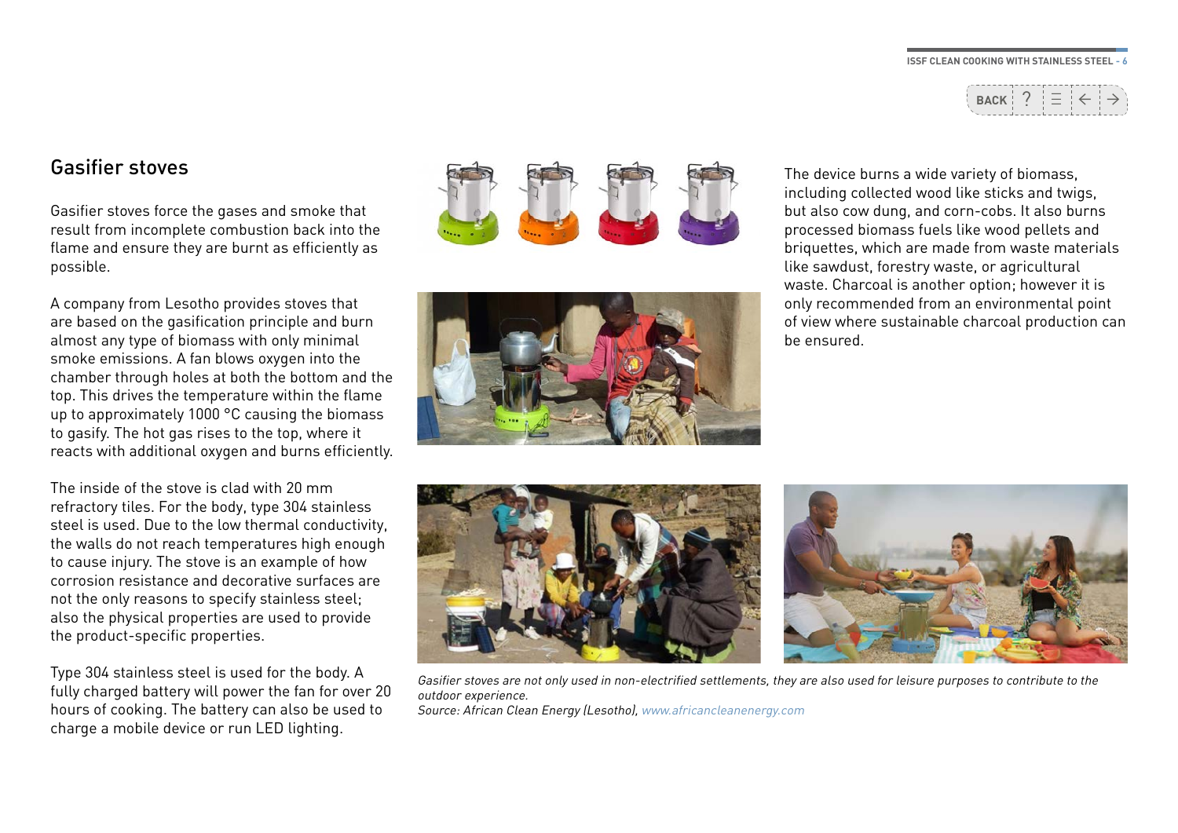## Gasifier stoves

Gasifier stoves force the gases and smoke that result from incomplete combustion back into the flame and ensure they are burnt as efficiently as possible.

A company from Lesotho provides stoves that are based on the gasification principle and burn almost any type of biomass with only minimal smoke emissions. A fan blows oxygen into the chamber through holes at both the bottom and the top. This drives the temperature within the flame up to approximately 1000 °C causing the biomass to gasify. The hot gas rises to the top, where it reacts with additional oxygen and burns efficiently.

The inside of the stove is clad with 20 mm refractory tiles. For the body, type 304 stainless steel is used. Due to the low thermal conductivity, the walls do not reach temperatures high enough to cause injury. The stove is an example of how corrosion resistance and decorative surfaces are not the only reasons to specify stainless steel; also the physical properties are used to provide the product-specific properties.

Type 304 stainless steel is used for the body. A fully charged battery will power the fan for over 20 hours of cooking. The battery can also be used to charge a mobile device or run LED lighting.

The device burns a wide variety of biomass, including collected wood like sticks and twigs, but also cow dung, and corn-cobs. It also burns processed biomass fuels like wood pellets and briquettes, which are made from waste materials like sawdust, forestry waste, or agricultural waste. Charcoal is another option; however it is only recommended from an environmental point of view where sustainable charcoal production can be ensured.

*Gasifier stoves are not only used in non-electrified settlements, they are also used for leisure purposes to contribute to the outdoor experience.*
*Source: African Clean Energy (Lesotho), www.africancleanenergy.com*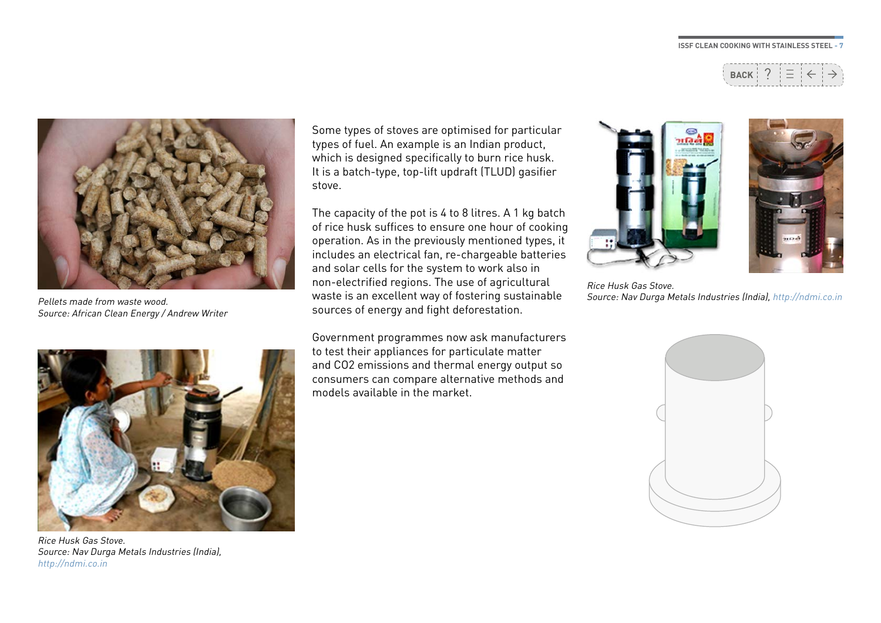Pellets made from waste wood.
Source: African Clean Energy / Andrew Writer

Rice Husk Gas Stove.
Source: Nav Durga Metals Industries (India), http://ndmi.co.in

Some types of stoves are optimised for particular types of fuel. An example is an Indian product, which is designed specifically to burn rice husk. It is a batch-type, top-lift updraft (TLUD) gasifier stove.

The capacity of the pot is 4 to 8 litres. A 1 kg batch of rice husk suffices to ensure one hour of cooking operation. As in the previously mentioned types, it includes an electrical fan, re-chargeable batteries and solar cells for the system to work also in non-electrified regions. The use of agricultural waste is an excellent way of fostering sustainable sources of energy and fight deforestation.

Government programmes now ask manufacturers to test their appliances for particulate matter and $CO_2$ emissions and thermal energy output so consumers can compare alternative methods and models available in the market.

Rice Husk Gas Stove.
Source: Nav Durga Metals Industries (India), http://ndmi.co.in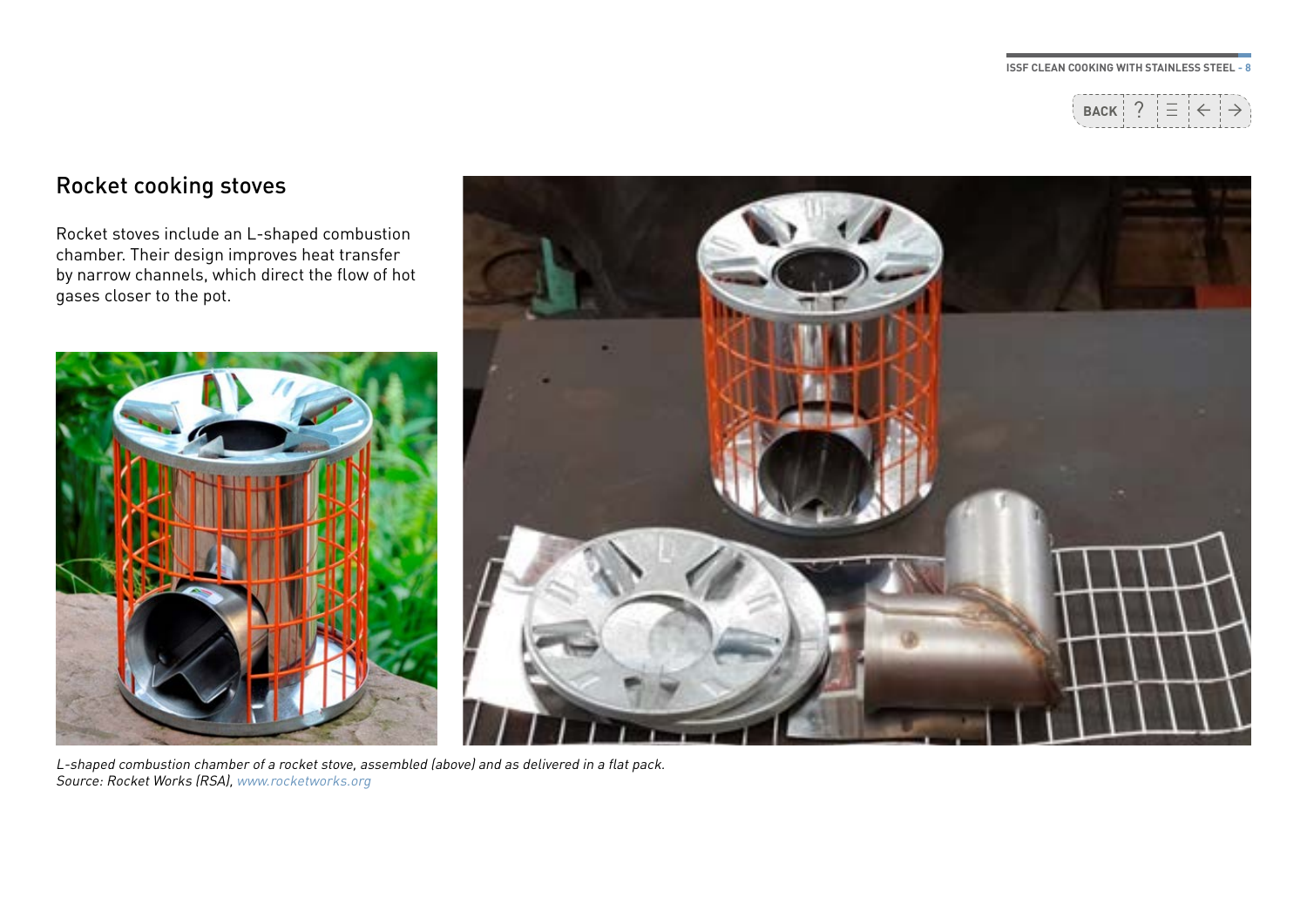## Rocket cooking stoves

Rocket stoves include an L-shaped combustion chamber. Their design improves heat transfer by narrow channels, which direct the flow of hot gases closer to the pot.

*L-shaped combustion chamber of a rocket stove, assembled (above) and as delivered in a flat pack.*
*Source: Rocket Works (RSA), www.rocketworks.org*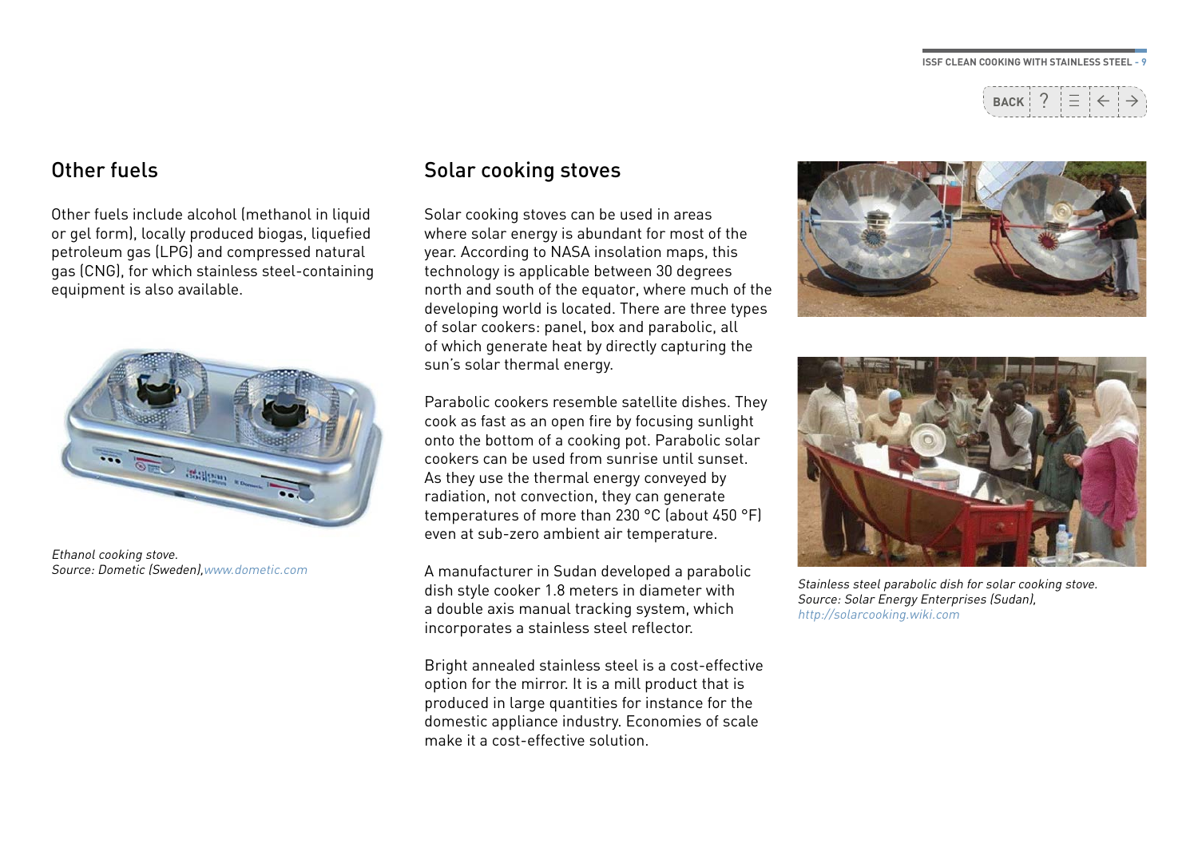## Other fuels

Other fuels include alcohol (methanol in liquid or gel form), locally produced biogas, liquefied petroleum gas (LPG) and compressed natural gas (CNG), for which stainless steel-containing equipment is also available.

*Ethanol cooking stove.*
*Source: Dometic (Sweden),www.dometic.com*

## Solar cooking stoves

Solar cooking stoves can be used in areas where solar energy is abundant for most of the year. According to NASA insolation maps, this technology is applicable between 30 degrees north and south of the equator, where much of the developing world is located. There are three types of solar cookers: panel, box and parabolic, all of which generate heat by directly capturing the sun's solar thermal energy.

Parabolic cookers resemble satellite dishes. They cook as fast as an open fire by focusing sunlight onto the bottom of a cooking pot. Parabolic solar cookers can be used from sunrise until sunset. As they use the thermal energy conveyed by radiation, not convection, they can generate temperatures of more than 230 °C (about 450 °F) even at sub-zero ambient air temperature.

A manufacturer in Sudan developed a parabolic dish style cooker 1.8 meters in diameter with a double axis manual tracking system, which incorporates a stainless steel reflector.

Bright annealed stainless steel is a cost-effective option for the mirror. It is a mill product that is produced in large quantities for instance for the domestic appliance industry. Economies of scale make it a cost-effective solution.

*Stainless steel parabolic dish for solar cooking stove.*
*Source: Solar Energy Enterprises (Sudan),*
*http://solarcooking.wiki.com*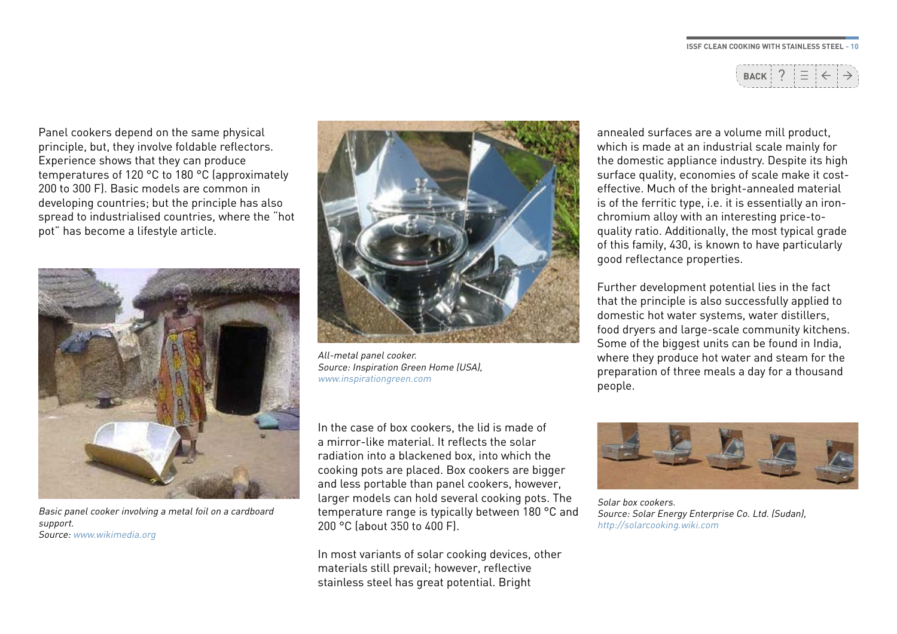Panel cookers depend on the same physical principle, but, they involve foldable reflectors. Experience shows that they can produce temperatures of 120 °C to 180 °C (approximately 200 to 300 F). Basic models are common in developing countries; but the principle has also spread to industrialised countries, where the "hot pot" has become a lifestyle article.

*Basic panel cooker involving a metal foil on a cardboard support.*
*Source: www.wikimedia.org*

*All-metal panel cooker.*
*Source: Inspiration Green Home (USA), www.inspirationgreen.com*

In the case of box cookers, the lid is made of a mirror-like material. It reflects the solar radiation into a blackened box, into which the cooking pots are placed. Box cookers are bigger and less portable than panel cookers, however, larger models can hold several cooking pots. The temperature range is typically between 180 °C and 200 °C (about 350 to 400 F).

In most variants of solar cooking devices, other materials still prevail; however, reflective stainless steel has great potential. Bright annealed surfaces are a volume mill product, which is made at an industrial scale mainly for the domestic appliance industry. Despite its high surface quality, economies of scale make it cost-effective. Much of the bright-annealed material is of the ferritic type, i.e. it is essentially an iron-chromium alloy with an interesting price-to-quality ratio. Additionally, the most typical grade of this family, 430, is known to have particularly good reflectance properties.

Further development potential lies in the fact that the principle is also successfully applied to domestic hot water systems, water distillers, food dryers and large-scale community kitchens. Some of the biggest units can be found in India, where they produce hot water and steam for the preparation of three meals a day for a thousand people.

*Solar box cookers.*
*Source: Solar Energy Enterprise Co. Ltd. (Sudan), http://solarcooking.wiki.com*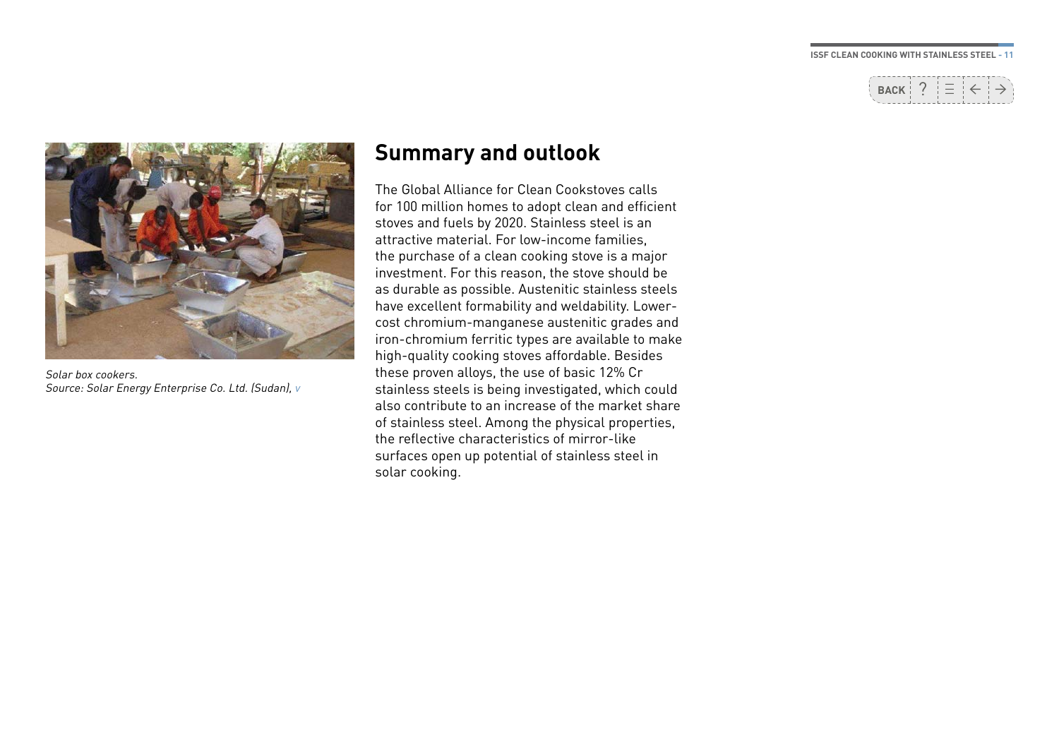Solar box cookers.
Source: Solar Energy Enterprise Co. Ltd. (Sudan), v

## Summary and outlook

The Global Alliance for Clean Cookstoves calls for 100 million homes to adopt clean and efficient stoves and fuels by 2020. Stainless steel is an attractive material. For low-income families, the purchase of a clean cooking stove is a major investment. For this reason, the stove should be as durable as possible. Austenitic stainless steels have excellent formability and weldability. Lower-cost chromium-manganese austenitic grades and iron-chromium ferritic types are available to make high-quality cooking stoves affordable. Besides these proven alloys, the use of basic 12% Cr stainless steels is being investigated, which could also contribute to an increase of the market share of stainless steel. Among the physical properties, the reflective characteristics of mirror-like surfaces open up potential of stainless steel in solar cooking.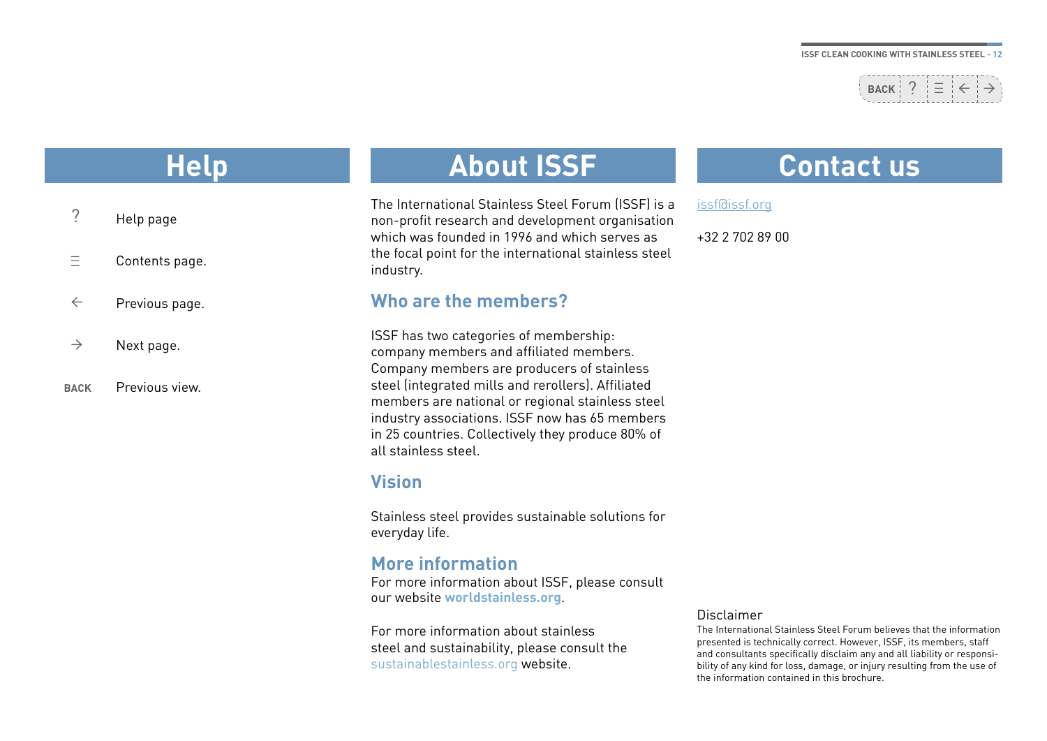## Help

| | |
|---|---|
| ? | Help page |
| ☰ | Contents page. |
| ← | Previous page. |
| → | Next page. |
| **BACK** | Previous view. |

## About ISSF

The International Stainless Steel Forum (ISSF) is a non-profit research and development organisation which was founded in 1996 and which serves as the focal point for the international stainless steel industry.

### Who are the members?

ISSF has two categories of membership: company members and affiliated members. Company members are producers of stainless steel (integrated mills and rerollers). Affiliated members are national or regional stainless steel industry associations. ISSF now has 65 members in 25 countries. Collectively they produce 80% of all stainless steel.

### Vision

Stainless steel provides sustainable solutions for everyday life.

### More information

For more information about ISSF, please consult our website **worldstainless.org**.

For more information about stainless steel and sustainability, please consult the sustainablestainless.org website.

## Contact us

issf@issf.org

+32 2 702 89 00

Disclaimer

The International Stainless Steel Forum believes that the information presented is technically correct. However, ISSF, its members, staff and consultants specifically disclaim any and all liability or responsibility of any kind for loss, damage, or injury resulting from the use of the information contained in this brochure.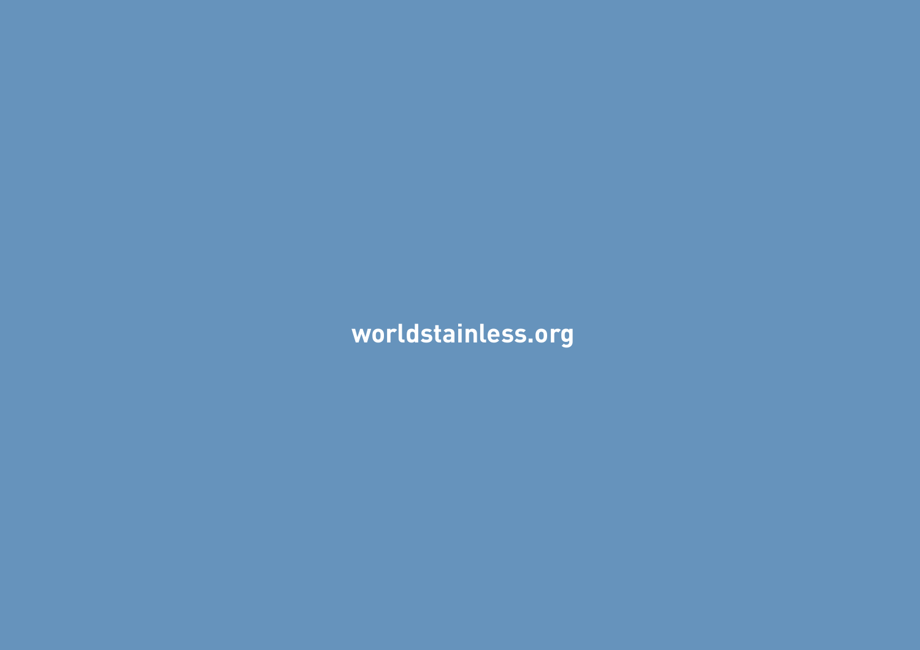**worldstainless.org**